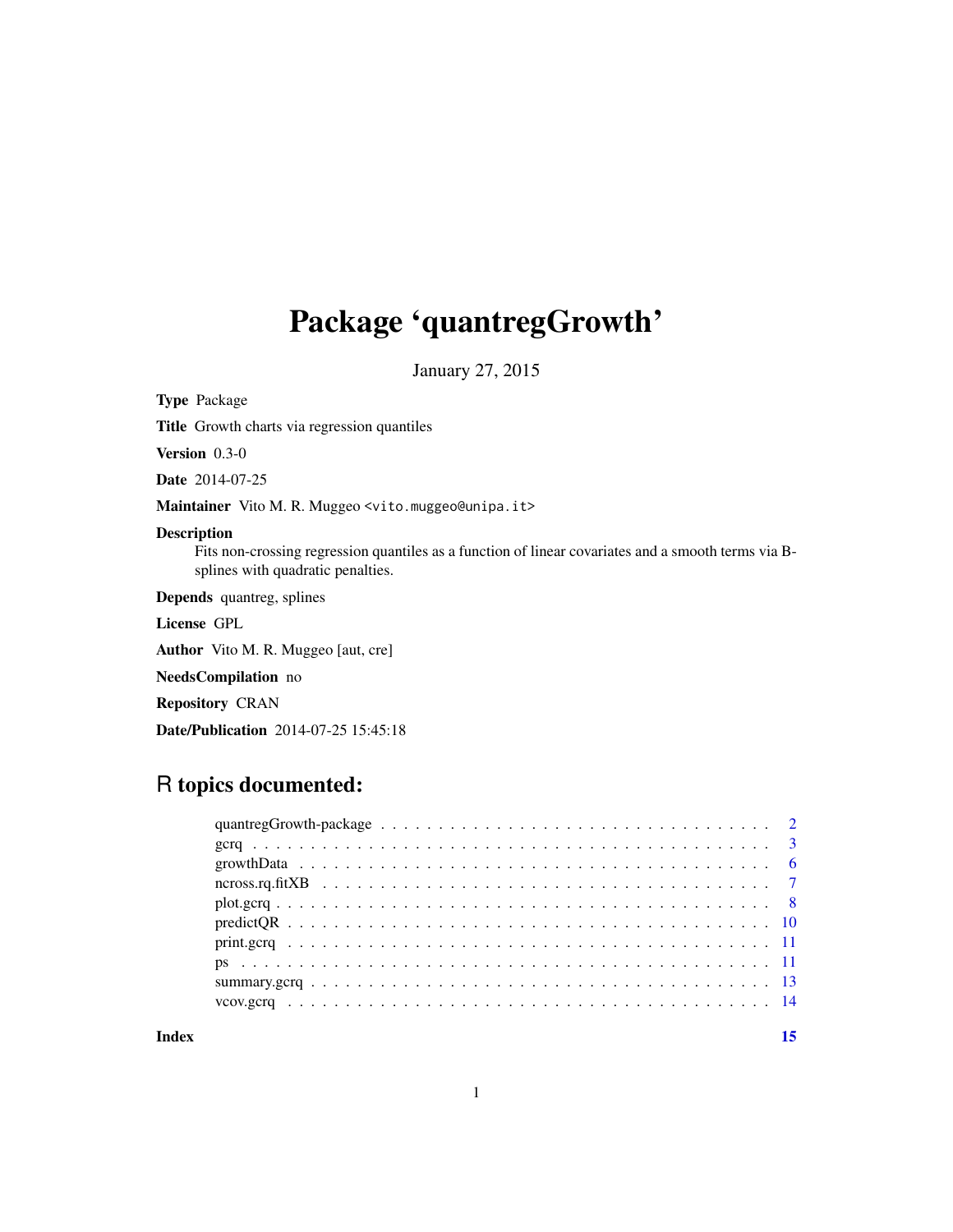# Package 'quantregGrowth'

January 27, 2015

**Type** Package

**Title** Growth charts via regression quantiles

**Version** 0.3-0

**Date** 2014-07-25

**Maintainer** Vito M. R. Muggeo <vito.muggeo@unipa.it>

**Description**
Fits non-crossing regression quantiles as a function of linear covariates and a smooth terms via B-splines with quadratic penalties.

**Depends** quantreg, splines

**License** GPL

**Author** Vito M. R. Muggeo [aut, cre]

**NeedsCompilation** no

**Repository** CRAN

**Date/Publication** 2014-07-25 15:45:18

## R topics documented:

| | |
|---|---|
| quantregGrowth-package | 2 |
| gcrq | 3 |
| growthData | 6 |
| ncross.rq.fitXB | 7 |
| plot.gcrq | 8 |
| predictQR | 10 |
| print.gcrq | 11 |
| ps | 11 |
| summary.gcrq | 13 |
| vcov.gcrq | 14 |
| **Index** | **15** |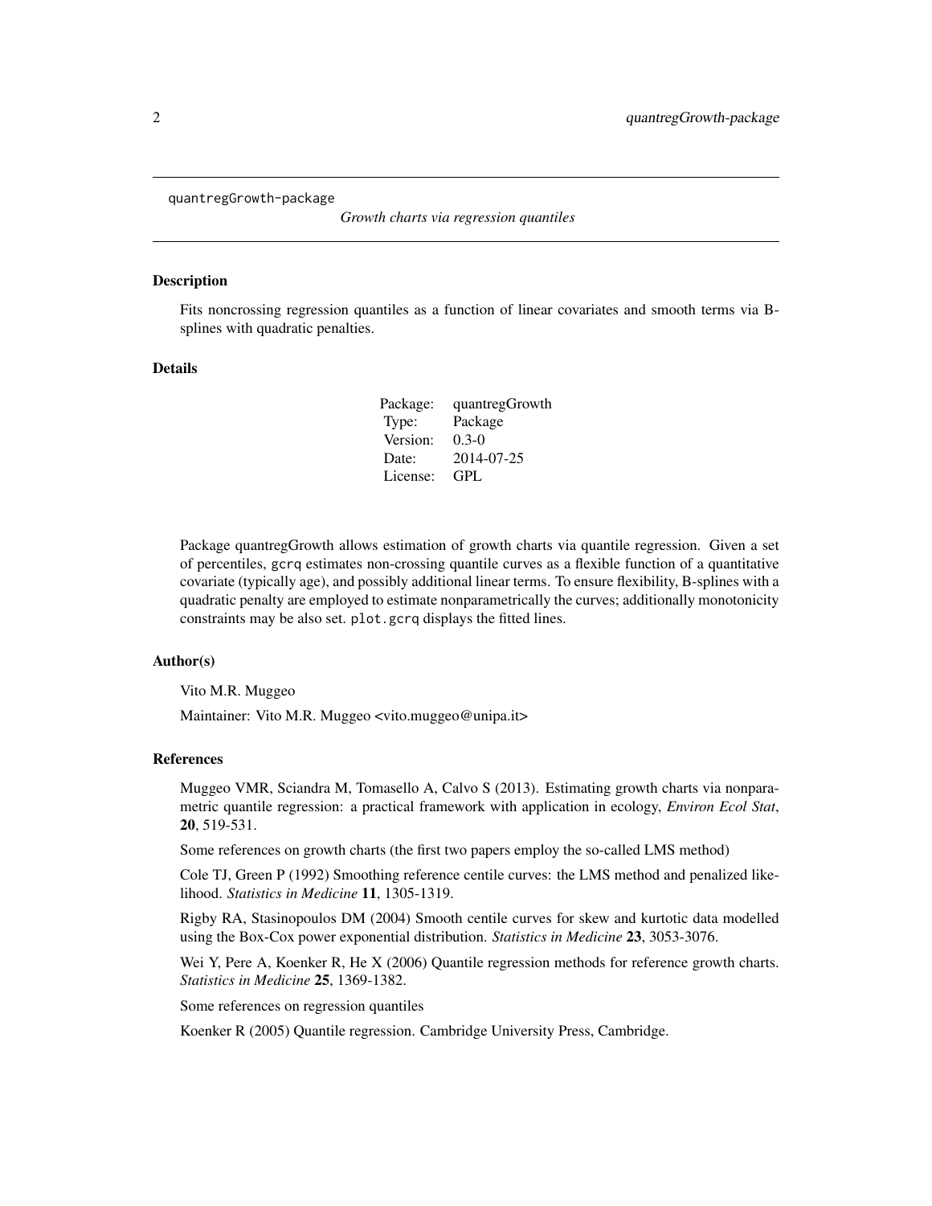quantregGrowth-package *Growth charts via regression quantiles*

## Description

Fits noncrossing regression quantiles as a function of linear covariates and smooth terms via B-splines with quadratic penalties.

## Details

| | |
|---|---|
| Package: | quantregGrowth |
| Type: | Package |
| Version: | 0.3-0 |
| Date: | 2014-07-25 |
| License: | GPL |

Package quantregGrowth allows estimation of growth charts via quantile regression. Given a set of percentiles, `gcrq` estimates non-crossing quantile curves as a flexible function of a quantitative covariate (typically age), and possibly additional linear terms. To ensure flexibility, B-splines with a quadratic penalty are employed to estimate nonparametrically the curves; additionally monotonicity constraints may be also set. `plot.gcrq` displays the fitted lines.

## Author(s)

Vito M.R. Muggeo

Maintainer: Vito M.R. Muggeo <vito.muggeo@unipa.it>

## References

Muggeo VMR, Sciandra M, Tomasello A, Calvo S (2013). Estimating growth charts via nonparametric quantile regression: a practical framework with application in ecology, *Environ Ecol Stat*, **20**, 519-531.

Some references on growth charts (the first two papers employ the so-called LMS method)

Cole TJ, Green P (1992) Smoothing reference centile curves: the LMS method and penalized likelihood. *Statistics in Medicine* **11**, 1305-1319.

Rigby RA, Stasinopoulos DM (2004) Smooth centile curves for skew and kurtotic data modelled using the Box-Cox power exponential distribution. *Statistics in Medicine* **23**, 3053-3076.

Wei Y, Pere A, Koenker R, He X (2006) Quantile regression methods for reference growth charts. *Statistics in Medicine* **25**, 1369-1382.

Some references on regression quantiles

Koenker R (2005) Quantile regression. Cambridge University Press, Cambridge.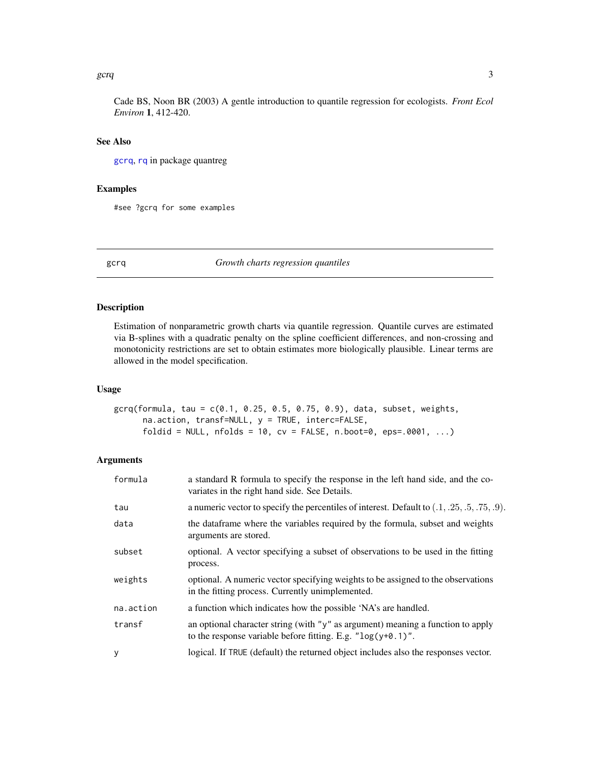Cade BS, Noon BR (2003) A gentle introduction to quantile regression for ecologists. *Front Ecol Environ* **1**, 412-420.

### See Also

`gcrq`, `rq` in package quantreg

### Examples

```
#see ?gcrq for some examples
```

---

## gcrq — *Growth charts regression quantiles*

---

### Description

Estimation of nonparametric growth charts via quantile regression. Quantile curves are estimated via B-splines with a quadratic penalty on the spline coefficient differences, and non-crossing and monotonicity restrictions are set to obtain estimates more biologically plausible. Linear terms are allowed in the model specification.

### Usage

```
gcrq(formula, tau = c(0.1, 0.25, 0.5, 0.75, 0.9), data, subset, weights,
      na.action, transf=NULL, y = TRUE, interc=FALSE,
      foldid = NULL, nfolds = 10, cv = FALSE, n.boot=0, eps=.0001, ...)
```

### Arguments

| | |
|---|---|
| `formula` | a standard R formula to specify the response in the left hand side, and the covariates in the right hand side. See Details. |
| `tau` | a numeric vector to specify the percentiles of interest. Default to $(.1, .25, .5, .75, .9)$. |
| `data` | the dataframe where the variables required by the formula, subset and weights arguments are stored. |
| `subset` | optional. A vector specifying a subset of observations to be used in the fitting process. |
| `weights` | optional. A numeric vector specifying weights to be assigned to the observations in the fitting process. Currently unimplemented. |
| `na.action` | a function which indicates how the possible 'NA's are handled. |
| `transf` | an optional character string (with `"y"` as argument) meaning a function to apply to the response variable before fitting. E.g. `"log(y+0.1)"`. |
| `y` | logical. If `TRUE` (default) the returned object includes also the responses vector. |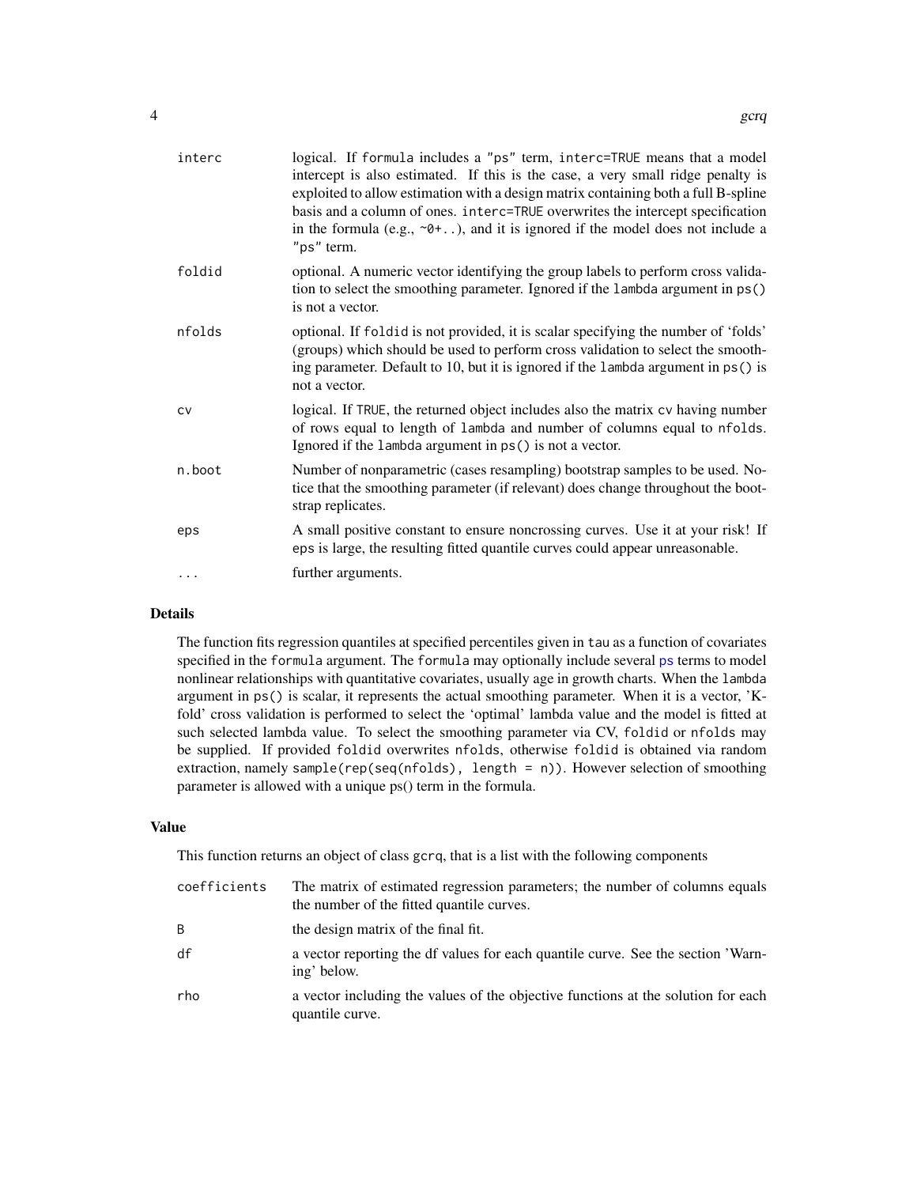| | |
|---|---|
| `interc` | logical. If `formula` includes a `"ps"` term, `interc=TRUE` means that a model intercept is also estimated. If this is the case, a very small ridge penalty is exploited to allow estimation with a design matrix containing both a full B-spline basis and a column of ones. `interc=TRUE` overwrites the intercept specification in the formula (e.g., `~0+..`), and it is ignored if the model does not include a `"ps"` term. |
| `foldid` | optional. A numeric vector identifying the group labels to perform cross validation to select the smoothing parameter. Ignored if the `lambda` argument in `ps()` is not a vector. |
| `nfolds` | optional. If `foldid` is not provided, it is scalar specifying the number of 'folds' (groups) which should be used to perform cross validation to select the smoothing parameter. Default to 10, but it is ignored if the `lambda` argument in `ps()` is not a vector. |
| `cv` | logical. If `TRUE`, the returned object includes also the matrix `cv` having number of rows equal to length of `lambda` and number of columns equal to `nfolds`. Ignored if the `lambda` argument in `ps()` is not a vector. |
| `n.boot` | Number of nonparametric (cases resampling) bootstrap samples to be used. Notice that the smoothing parameter (if relevant) does change throughout the bootstrap replicates. |
| `eps` | A small positive constant to ensure noncrossing curves. Use it at your risk! If `eps` is large, the resulting fitted quantile curves could appear unreasonable. |
| `...` | further arguments. |

## Details

The function fits regression quantiles at specified percentiles given in `tau` as a function of covariates specified in the `formula` argument. The `formula` may optionally include several `ps` terms to model nonlinear relationships with quantitative covariates, usually age in growth charts. When the `lambda` argument in `ps()` is scalar, it represents the actual smoothing parameter. When it is a vector, 'K-fold' cross validation is performed to select the 'optimal' lambda value and the model is fitted at such selected lambda value. To select the smoothing parameter via CV, `foldid` or `nfolds` may be supplied. If provided `foldid` overwrites `nfolds`, otherwise `foldid` is obtained via random extraction, namely `sample(rep(seq(nfolds), length = n))`. However selection of smoothing parameter is allowed with a unique ps() term in the formula.

## Value

This function returns an object of class `gcrq`, that is a list with the following components

| | |
|---|---|
| `coefficients` | The matrix of estimated regression parameters; the number of columns equals the number of the fitted quantile curves. |
| `B` | the design matrix of the final fit. |
| `df` | a vector reporting the df values for each quantile curve. See the section 'Warning' below. |
| `rho` | a vector including the values of the objective functions at the solution for each quantile curve. |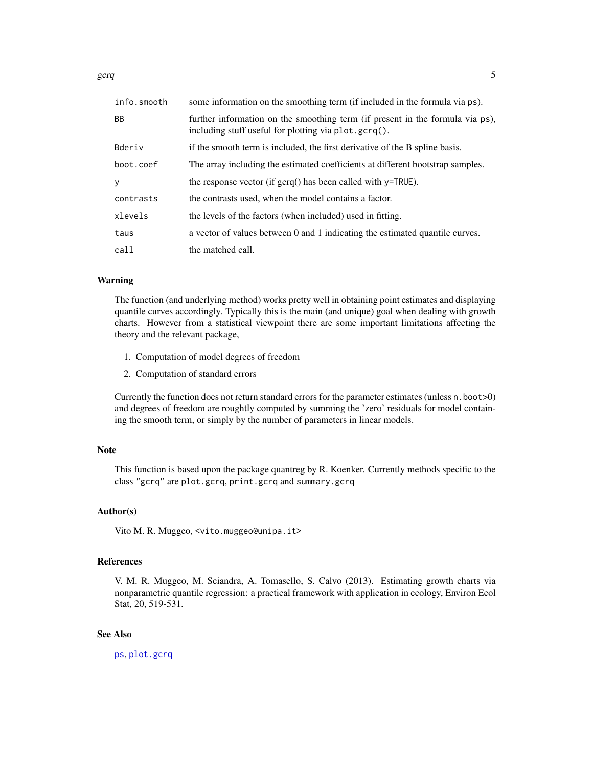| | |
|---|---|
| `info.smooth` | some information on the smoothing term (if included in the formula via `ps`). |
| `BB` | further information on the smoothing term (if present in the formula via `ps`), including stuff useful for plotting via `plot.gcrq()`. |
| `Bderiv` | if the smooth term is included, the first derivative of the B spline basis. |
| `boot.coef` | The array including the estimated coefficients at different bootstrap samples. |
| `y` | the response vector (if gcrq() has been called with `y=TRUE`). |
| `contrasts` | the contrasts used, when the model contains a factor. |
| `xlevels` | the levels of the factors (when included) used in fitting. |
| `taus` | a vector of values between 0 and 1 indicating the estimated quantile curves. |
| `call` | the matched call. |

## Warning

The function (and underlying method) works pretty well in obtaining point estimates and displaying quantile curves accordingly. Typically this is the main (and unique) goal when dealing with growth charts. However from a statistical viewpoint there are some important limitations affecting the theory and the relevant package,

1. Computation of model degrees of freedom
2. Computation of standard errors

Currently the function does not return standard errors for the parameter estimates (unless `n.boot`>0) and degrees of freedom are roughly computed by summing the 'zero' residuals for model containing the smooth term, or simply by the number of parameters in linear models.

## Note

This function is based upon the package quantreg by R. Koenker. Currently methods specific to the class `"gcrq"` are `plot.gcrq`, `print.gcrq` and `summary.gcrq`

## Author(s)

Vito M. R. Muggeo, `<vito.muggeo@unipa.it>`

## References

V. M. R. Muggeo, M. Sciandra, A. Tomasello, S. Calvo (2013). Estimating growth charts via nonparametric quantile regression: a practical framework with application in ecology, Environ Ecol Stat, 20, 519-531.

## See Also

`ps`, `plot.gcrq`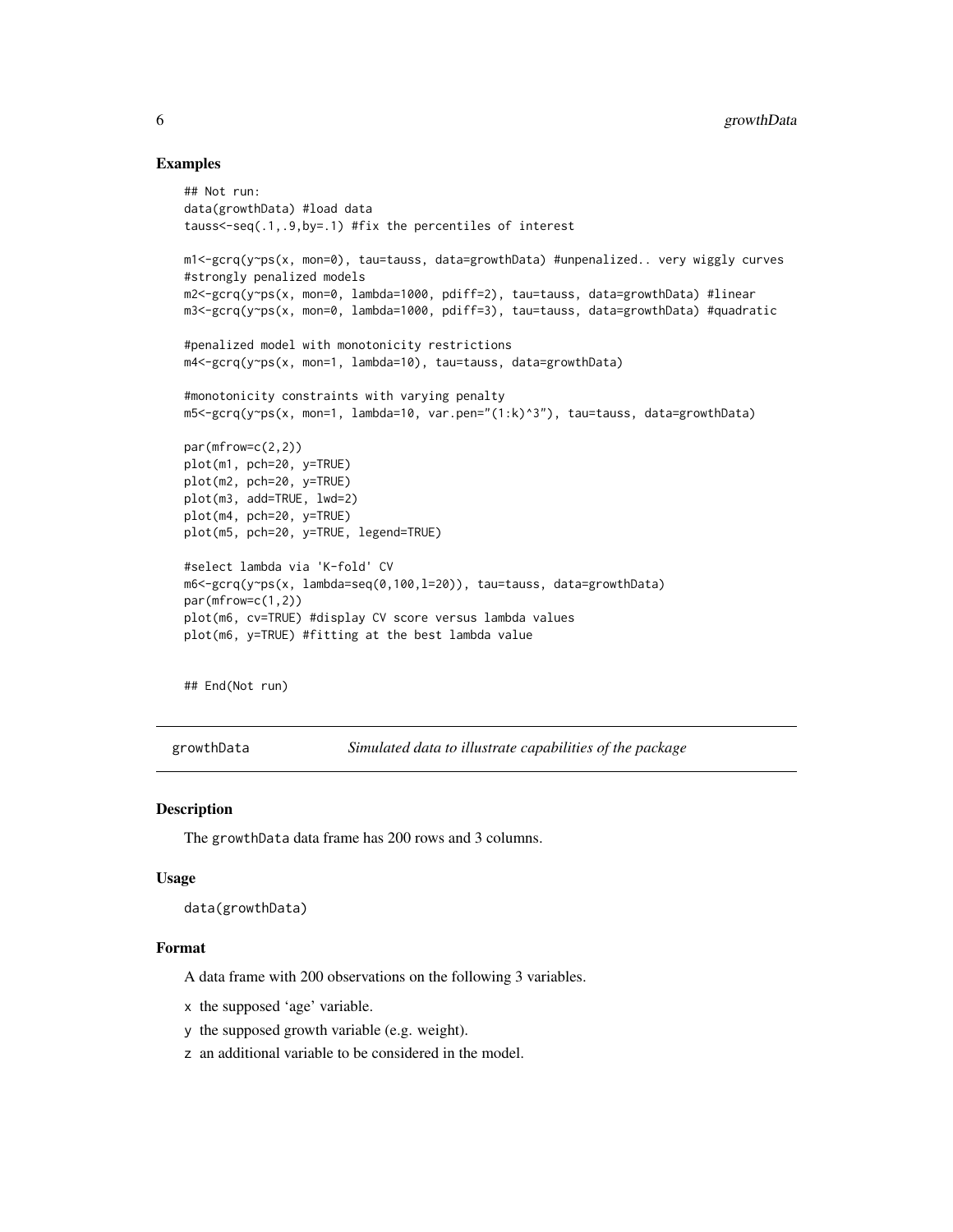### Examples

```
## Not run:
data(growthData) #load data
tauss<-seq(.1,.9,by=.1) #fix the percentiles of interest

m1<-gcrq(y~ps(x, mon=0), tau=tauss, data=growthData) #unpenalized.. very wiggly curves
#strongly penalized models
m2<-gcrq(y~ps(x, mon=0, lambda=1000, pdiff=2), tau=tauss, data=growthData) #linear
m3<-gcrq(y~ps(x, mon=0, lambda=1000, pdiff=3), tau=tauss, data=growthData) #quadratic

#penalized model with monotonicity restrictions
m4<-gcrq(y~ps(x, mon=1, lambda=10), tau=tauss, data=growthData)

#monotonicity constraints with varying penalty
m5<-gcrq(y~ps(x, mon=1, lambda=10, var.pen="(1:k)^3"), tau=tauss, data=growthData)

par(mfrow=c(2,2))
plot(m1, pch=20, y=TRUE)
plot(m2, pch=20, y=TRUE)
plot(m3, add=TRUE, lwd=2)
plot(m4, pch=20, y=TRUE)
plot(m5, pch=20, y=TRUE, legend=TRUE)

#select lambda via 'K-fold' CV
m6<-gcrq(y~ps(x, lambda=seq(0,100,l=20)), tau=tauss, data=growthData)
par(mfrow=c(1,2))
plot(m6, cv=TRUE) #display CV score versus lambda values
plot(m6, y=TRUE) #fitting at the best lambda value


## End(Not run)
```

---

## growthData — *Simulated data to illustrate capabilities of the package*

### Description

The `growthData` data frame has 200 rows and 3 columns.

### Usage

```
data(growthData)
```

### Format

A data frame with 200 observations on the following 3 variables.

- `x` the supposed 'age' variable.
- `y` the supposed growth variable (e.g. weight).
- `z` an additional variable to be considered in the model.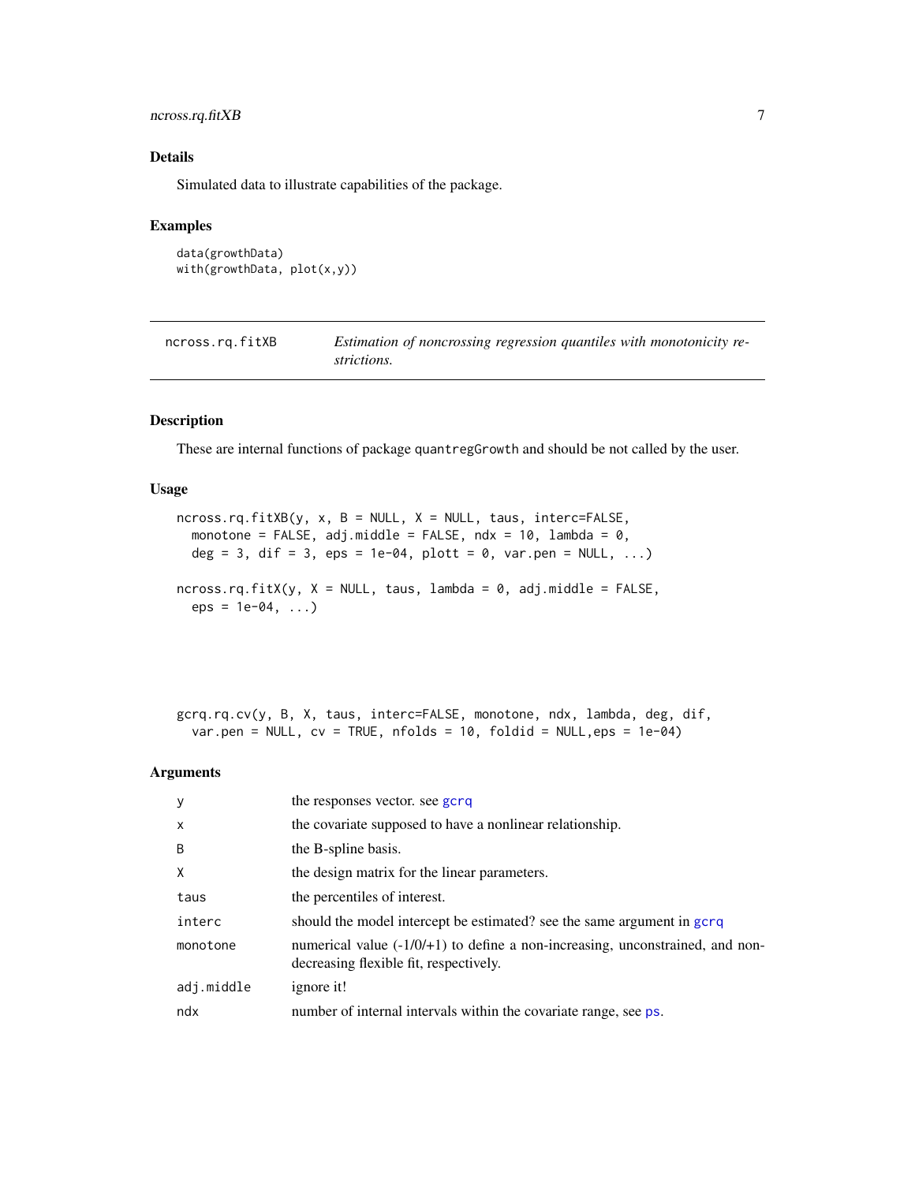### Details

Simulated data to illustrate capabilities of the package.

### Examples

```
data(growthData)
with(growthData, plot(x,y))
```

---

## ncross.rq.fitXB — *Estimation of noncrossing regression quantiles with monotonicity restrictions.*

---

### Description

These are internal functions of package `quantregGrowth` and should be not called by the user.

### Usage

```
ncross.rq.fitXB(y, x, B = NULL, X = NULL, taus, interc=FALSE,
  monotone = FALSE, adj.middle = FALSE, ndx = 10, lambda = 0,
  deg = 3, dif = 3, eps = 1e-04, plott = 0, var.pen = NULL, ...)

ncross.rq.fitX(y, X = NULL, taus, lambda = 0, adj.middle = FALSE,
  eps = 1e-04, ...)




gcrq.rq.cv(y, B, X, taus, interc=FALSE, monotone, ndx, lambda, deg, dif,
  var.pen = NULL, cv = TRUE, nfolds = 10, foldid = NULL,eps = 1e-04)
```

### Arguments

| | |
|---|---|
| `y` | the responses vector. see `gcrq` |
| `x` | the covariate supposed to have a nonlinear relationship. |
| `B` | the B-spline basis. |
| `X` | the design matrix for the linear parameters. |
| `taus` | the percentiles of interest. |
| `interc` | should the model intercept be estimated? see the same argument in `gcrq` |
| `monotone` | numerical value (-1/0/+1) to define a non-increasing, unconstrained, and non-decreasing flexible fit, respectively. |
| `adj.middle` | ignore it! |
| `ndx` | number of internal intervals within the covariate range, see `ps`. |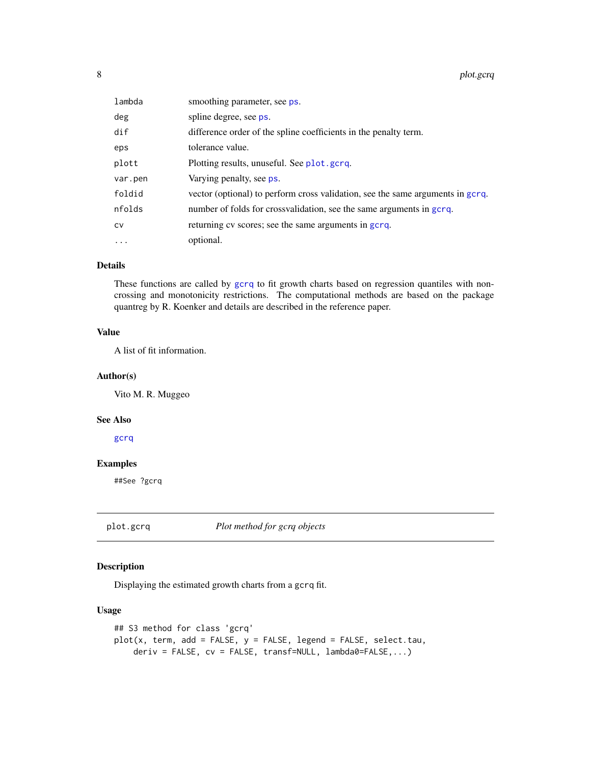| | |
|---|---|
| `lambda` | smoothing parameter, see `ps`. |
| `deg` | spline degree, see `ps`. |
| `dif` | difference order of the spline coefficients in the penalty term. |
| `eps` | tolerance value. |
| `plott` | Plotting results, unuseful. See `plot.gcrq`. |
| `var.pen` | Varying penalty, see `ps`. |
| `foldid` | vector (optional) to perform cross validation, see the same arguments in `gcrq`. |
| `nfolds` | number of folds for crossvalidation, see the same arguments in `gcrq`. |
| `cv` | returning cv scores; see the same arguments in `gcrq`. |
| `...` | optional. |

### Details

These functions are called by `gcrq` to fit growth charts based on regression quantiles with non-crossing and monotonicity restrictions. The computational methods are based on the package quantreg by R. Koenker and details are described in the reference paper.

### Value

A list of fit information.

### Author(s)

Vito M. R. Muggeo

### See Also

`gcrq`

### Examples

```
##See ?gcrq
```

---

## plot.gcrq — *Plot method for gcrq objects*

---

### Description

Displaying the estimated growth charts from a `gcrq` fit.

### Usage

```
## S3 method for class 'gcrq'
plot(x, term, add = FALSE, y = FALSE, legend = FALSE, select.tau,
    deriv = FALSE, cv = FALSE, transf=NULL, lambda0=FALSE,...)
```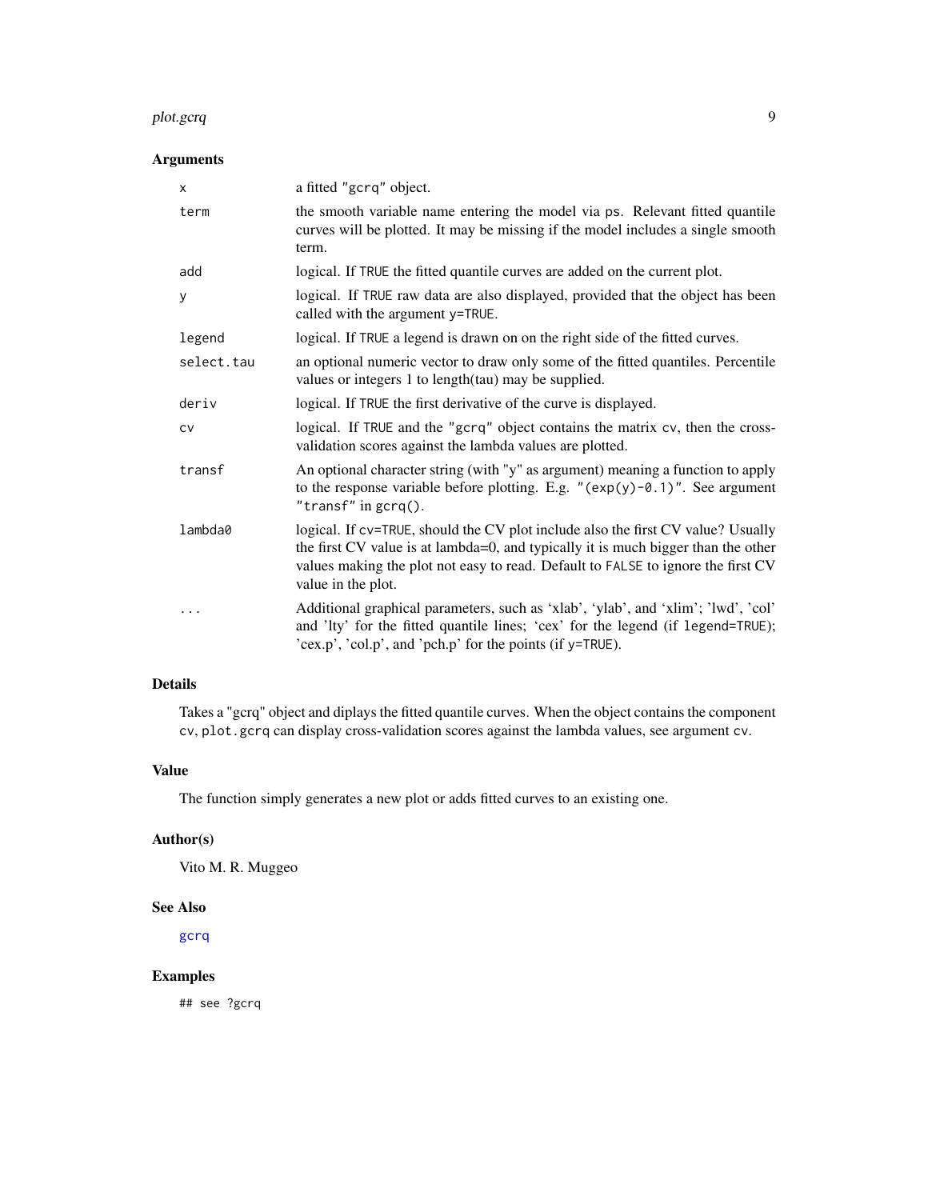### Arguments

| | |
|---|---|
| `x` | a fitted "gcrq" object. |
| `term` | the smooth variable name entering the model via `ps`. Relevant fitted quantile curves will be plotted. It may be missing if the model includes a single smooth term. |
| `add` | logical. If `TRUE` the fitted quantile curves are added on the current plot. |
| `y` | logical. If `TRUE` raw data are also displayed, provided that the object has been called with the argument `y=TRUE`. |
| `legend` | logical. If `TRUE` a legend is drawn on on the right side of the fitted curves. |
| `select.tau` | an optional numeric vector to draw only some of the fitted quantiles. Percentile values or integers 1 to length(tau) may be supplied. |
| `deriv` | logical. If `TRUE` the first derivative of the curve is displayed. |
| `cv` | logical. If `TRUE` and the "gcrq" object contains the matrix `cv`, then the cross-validation scores against the lambda values are plotted. |
| `transf` | An optional character string (with "y" as argument) meaning a function to apply to the response variable before plotting. E.g. `"(exp(y)-0.1)"`. See argument `"transf"` in `gcrq()`. |
| `lambda0` | logical. If `cv=TRUE`, should the CV plot include also the first CV value? Usually the first CV value is at lambda=0, and typically it is much bigger than the other values making the plot not easy to read. Default to `FALSE` to ignore the first CV value in the plot. |
| `...` | Additional graphical parameters, such as 'xlab', 'ylab', and 'xlim'; 'lwd', 'col' and 'lty' for the fitted quantile lines; 'cex' for the legend (if `legend=TRUE`); 'cex.p', 'col.p', and 'pch.p' for the points (if `y=TRUE`). |

### Details

Takes a "gcrq" object and diplays the fitted quantile curves. When the object contains the component `cv`, `plot.gcrq` can display cross-validation scores against the lambda values, see argument `cv`.

### Value

The function simply generates a new plot or adds fitted curves to an existing one.

### Author(s)

Vito M. R. Muggeo

### See Also

`gcrq`

### Examples

```
## see ?gcrq
```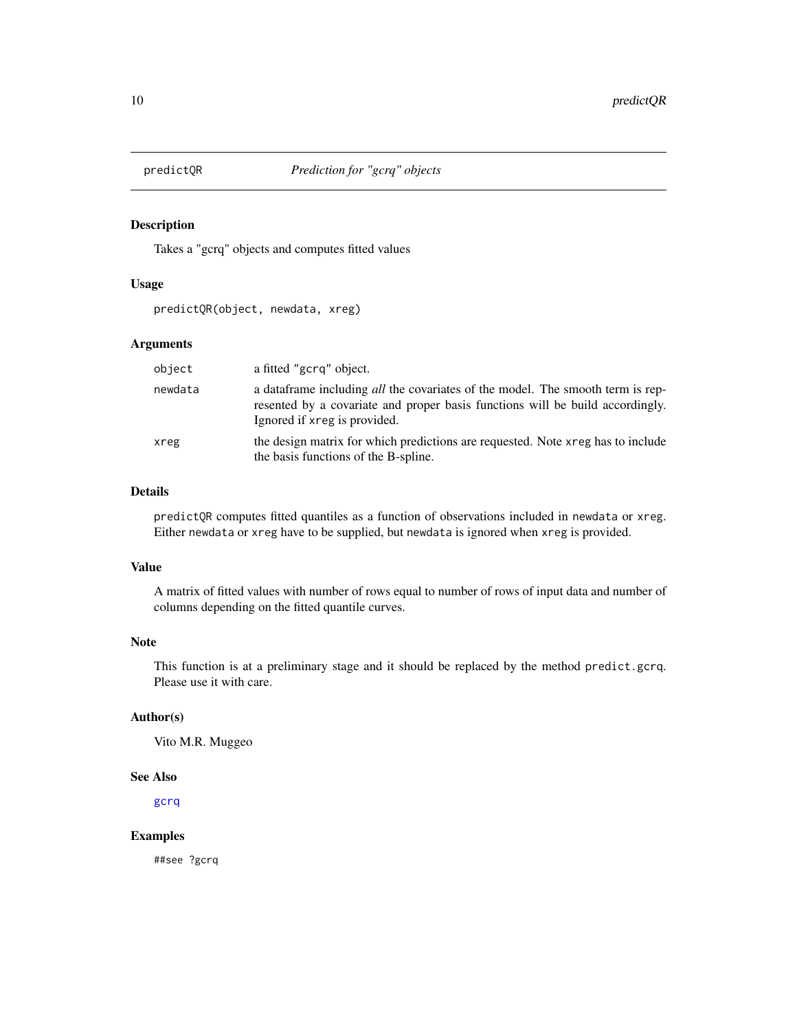# predictQR — *Prediction for "gcrq" objects*

## Description

Takes a "gcrq" objects and computes fitted values

## Usage

```
predictQR(object, newdata, xreg)
```

## Arguments

| | |
|---|---|
| `object` | a fitted "gcrq" object. |
| `newdata` | a dataframe including *all* the covariates of the model. The smooth term is represented by a covariate and proper basis functions will be build accordingly. Ignored if `xreg` is provided. |
| `xreg` | the design matrix for which predictions are requested. Note `xreg` has to include the basis functions of the B-spline. |

## Details

`predictQR` computes fitted quantiles as a function of observations included in `newdata` or `xreg`. Either `newdata` or `xreg` have to be supplied, but `newdata` is ignored when `xreg` is provided.

## Value

A matrix of fitted values with number of rows equal to number of rows of input data and number of columns depending on the fitted quantile curves.

## Note

This function is at a preliminary stage and it should be replaced by the method `predict.gcrq`. Please use it with care.

## Author(s)

Vito M.R. Muggeo

## See Also

`gcrq`

## Examples

```
##see ?gcrq
```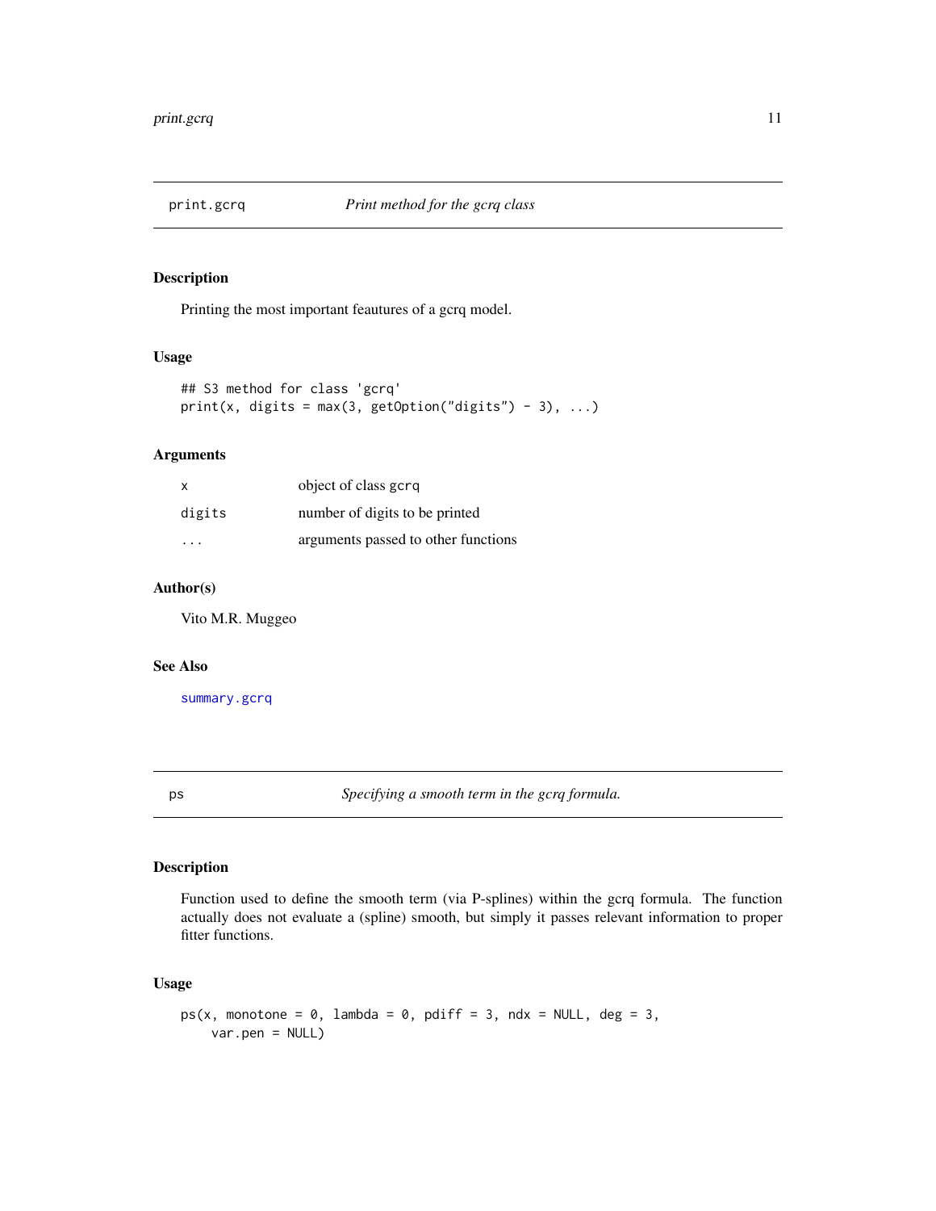## print.gcrq — *Print method for the gcrq class*

### Description

Printing the most important feautures of a gcrq model.

### Usage

```
## S3 method for class 'gcrq'
print(x, digits = max(3, getOption("digits") - 3), ...)
```

### Arguments

| | |
|---|---|
| x | object of class gcrq |
| digits | number of digits to be printed |
| ... | arguments passed to other functions |

### Author(s)

Vito M.R. Muggeo

### See Also

summary.gcrq

## ps — *Specifying a smooth term in the gcrq formula.*

### Description

Function used to define the smooth term (via P-splines) within the gcrq formula. The function actually does not evaluate a (spline) smooth, but simply it passes relevant information to proper fitter functions.

### Usage

```
ps(x, monotone = 0, lambda = 0, pdiff = 3, ndx = NULL, deg = 3,
    var.pen = NULL)
```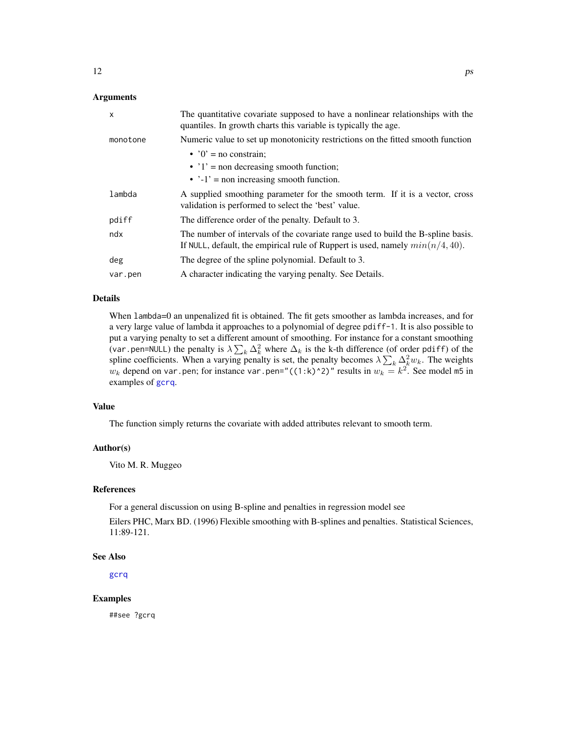### Arguments

| | |
|---|---|
| `x` | The quantitative covariate supposed to have a nonlinear relationships with the quantiles. In growth charts this variable is typically the age. |
| `monotone` | Numeric value to set up monotonicity restrictions on the fitted smooth function <br> • '0' = no constrain; <br> • '1' = non decreasing smooth function; <br> • '-1' = non increasing smooth function. |
| `lambda` | A supplied smoothing parameter for the smooth term. If it is a vector, cross validation is performed to select the 'best' value. |
| `pdiff` | The difference order of the penalty. Default to 3. |
| `ndx` | The number of intervals of the covariate range used to build the B-spline basis. If `NULL`, default, the empirical rule of Ruppert is used, namely $min(n/4, 40)$. |
| `deg` | The degree of the spline polynomial. Default to 3. |
| `var.pen` | A character indicating the varying penalty. See Details. |

### Details

When `lambda=0` an unpenalized fit is obtained. The fit gets smoother as lambda increases, and for a very large value of lambda it approaches to a polynomial of degree `pdiff-1`. It is also possible to put a varying penalty to set a different amount of smoothing. For instance for a constant smoothing (`var.pen=NULL`) the penalty is $\lambda \sum_k \Delta_k^2$ where $\Delta_k$ is the k-th difference (of order `pdiff`) of the spline coefficients. When a varying penalty is set, the penalty becomes $\lambda \sum_k \Delta_k^2 w_k$. The weights $w_k$ depend on `var.pen`; for instance `var.pen="((1:k)^2)"` results in $w_k = k^2$. See model `m5` in examples of `gcrq`.

### Value

The function simply returns the covariate with added attributes relevant to smooth term.

### Author(s)

Vito M. R. Muggeo

### References

For a general discussion on using B-spline and penalties in regression model see

Eilers PHC, Marx BD. (1996) Flexible smoothing with B-splines and penalties. Statistical Sciences, 11:89-121.

### See Also

`gcrq`

### Examples

```
##see ?gcrq
```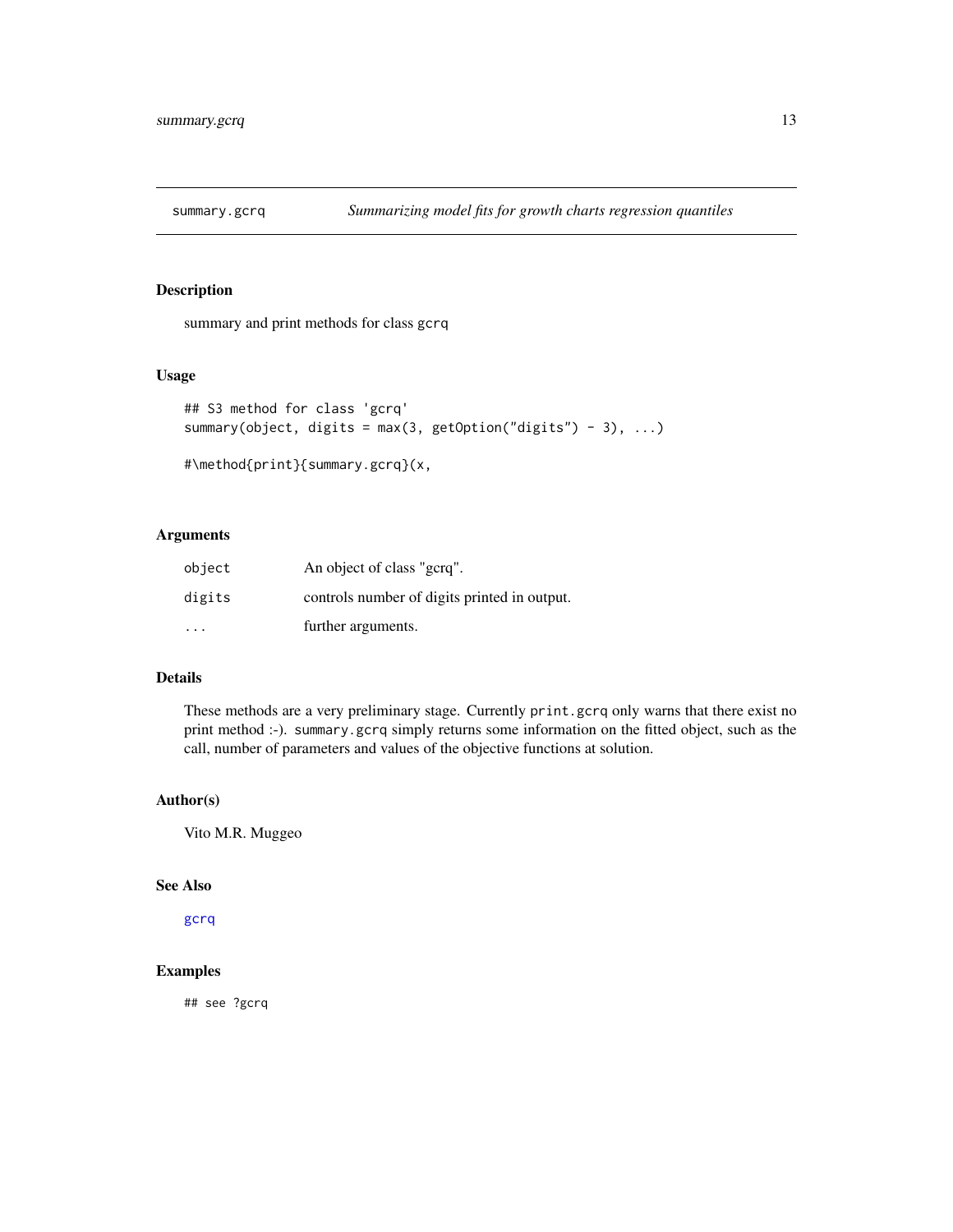# summary.gcrq — *Summarizing model fits for growth charts regression quantiles*

## Description

summary and print methods for class `gcrq`

## Usage

```
## S3 method for class 'gcrq'
summary(object, digits = max(3, getOption("digits") - 3), ...)

#\method{print}{summary.gcrq}(x,
```

## Arguments

| | |
|---|---|
| `object` | An object of class "gcrq". |
| `digits` | controls number of digits printed in output. |
| `...` | further arguments. |

## Details

These methods are a very preliminary stage. Currently `print.gcrq` only warns that there exist no print method :-). `summary.gcrq` simply returns some information on the fitted object, such as the call, number of parameters and values of the objective functions at solution.

## Author(s)

Vito M.R. Muggeo

## See Also

`gcrq`

## Examples

```
## see ?gcrq
```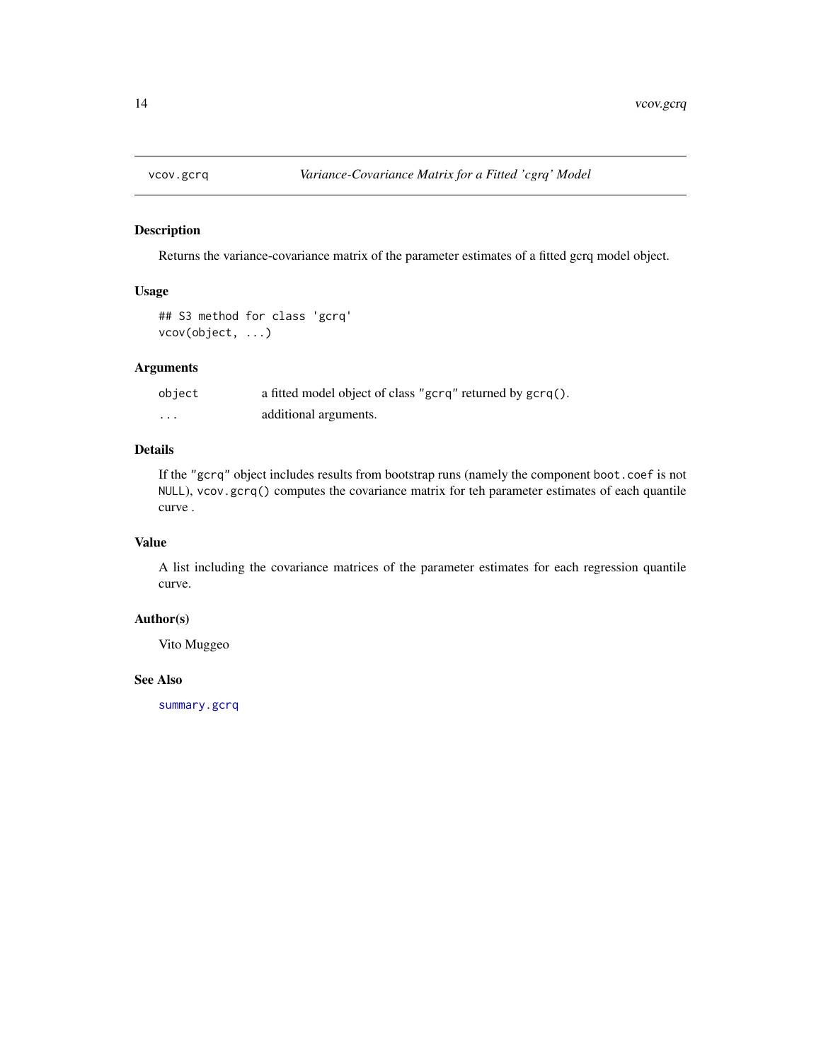# vcov.gcrq — *Variance-Covariance Matrix for a Fitted 'cgrq' Model*

## Description

Returns the variance-covariance matrix of the parameter estimates of a fitted gcrq model object.

## Usage

```
## S3 method for class 'gcrq'
vcov(object, ...)
```

## Arguments

| | |
|---|---|
| `object` | a fitted model object of class `"gcrq"` returned by `gcrq()`. |
| `...` | additional arguments. |

## Details

If the `"gcrq"` object includes results from bootstrap runs (namely the component `boot.coef` is not `NULL`), `vcov.gcrq()` computes the covariance matrix for teh parameter estimates of each quantile curve .

## Value

A list including the covariance matrices of the parameter estimates for each regression quantile curve.

## Author(s)

Vito Muggeo

## See Also

`summary.gcrq`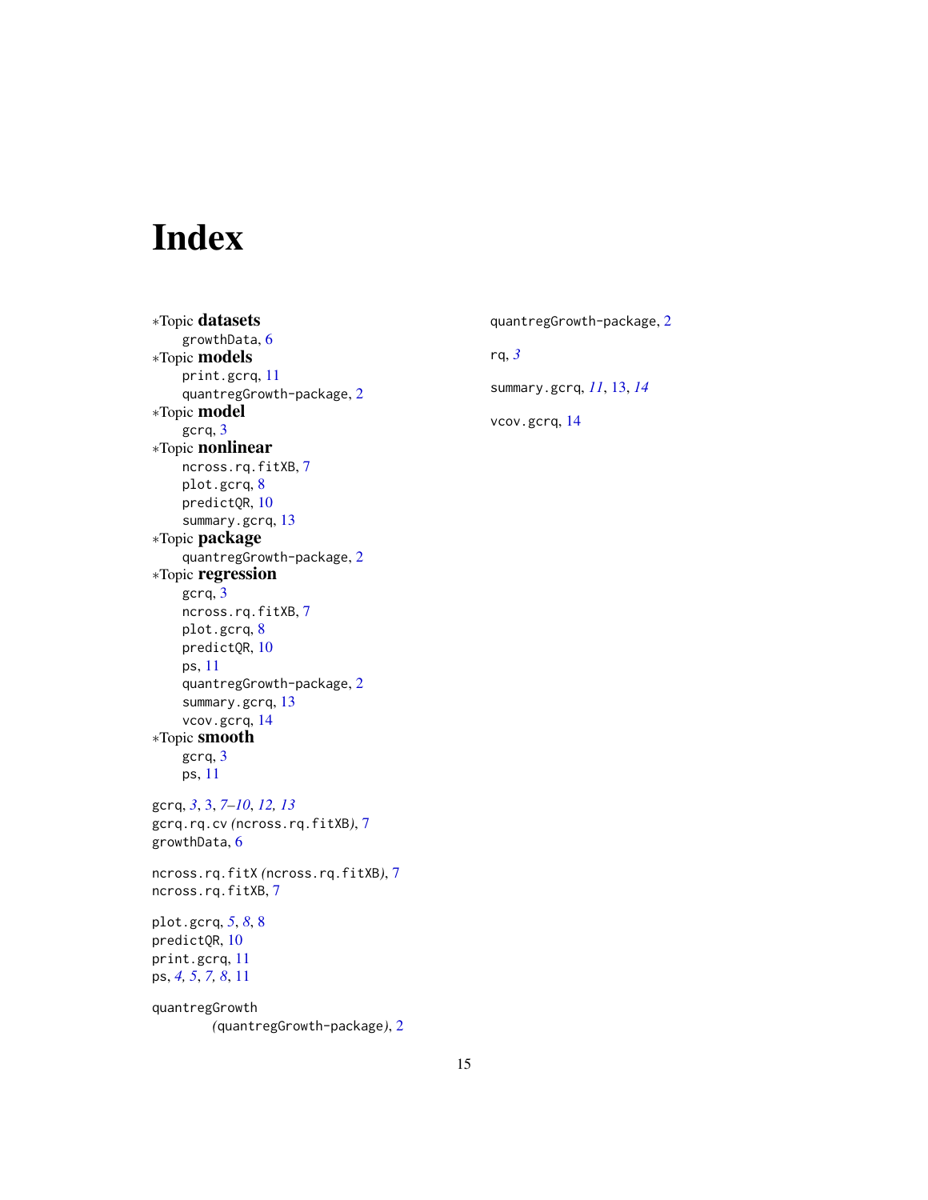# Index

∗Topic **datasets**
 growthData, 6
∗Topic **models**
 print.gcrq, 11
 quantregGrowth-package, 2
∗Topic **model**
 gcrq, 3
∗Topic **nonlinear**
 ncross.rq.fitXB, 7
 plot.gcrq, 8
 predictQR, 10
 summary.gcrq, 13
∗Topic **package**
 quantregGrowth-package, 2
∗Topic **regression**
 gcrq, 3
 ncross.rq.fitXB, 7
 plot.gcrq, 8
 predictQR, 10
 ps, 11
 quantregGrowth-package, 2
 summary.gcrq, 13
 vcov.gcrq, 14
∗Topic **smooth**
 gcrq, 3
 ps, 11

gcrq, *3*, 3, *7–10*, *12, 13*
gcrq.rq.cv *(*ncross.rq.fitXB*)*, 7
growthData, 6

ncross.rq.fitX *(*ncross.rq.fitXB*)*, 7
ncross.rq.fitXB, 7

plot.gcrq, *5*, *8*, 8
predictQR, 10
print.gcrq, 11
ps, *4, 5*, *7, 8*, 11

quantregGrowth
 *(*quantregGrowth-package*)*, 2
quantregGrowth-package, 2

rq, *3*

summary.gcrq, *11*, 13, *14*

vcov.gcrq, 14